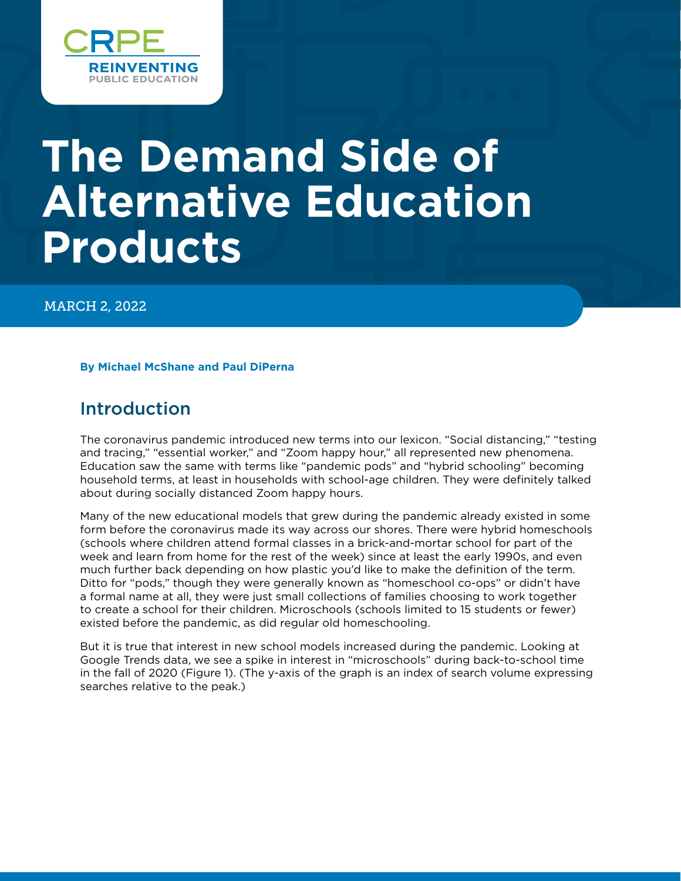CRPE
REINVENTING
PUBLIC EDUCATION

# The Demand Side of Alternative Education Products

MARCH 2, 2022

**By Michael McShane and Paul DiPerna**

## Introduction

The coronavirus pandemic introduced new terms into our lexicon. "Social distancing," "testing and tracing," "essential worker," and "Zoom happy hour," all represented new phenomena. Education saw the same with terms like "pandemic pods" and "hybrid schooling" becoming household terms, at least in households with school-age children. They were definitely talked about during socially distanced Zoom happy hours.

Many of the new educational models that grew during the pandemic already existed in some form before the coronavirus made its way across our shores. There were hybrid homeschools (schools where children attend formal classes in a brick-and-mortar school for part of the week and learn from home for the rest of the week) since at least the early 1990s, and even much further back depending on how plastic you'd like to make the definition of the term. Ditto for "pods," though they were generally known as "homeschool co-ops" or didn't have a formal name at all, they were just small collections of families choosing to work together to create a school for their children. Microschools (schools limited to 15 students or fewer) existed before the pandemic, as did regular old homeschooling.

But it is true that interest in new school models increased during the pandemic. Looking at Google Trends data, we see a spike in interest in "microschools" during back-to-school time in the fall of 2020 (Figure 1). (The y-axis of the graph is an index of search volume expressing searches relative to the peak.)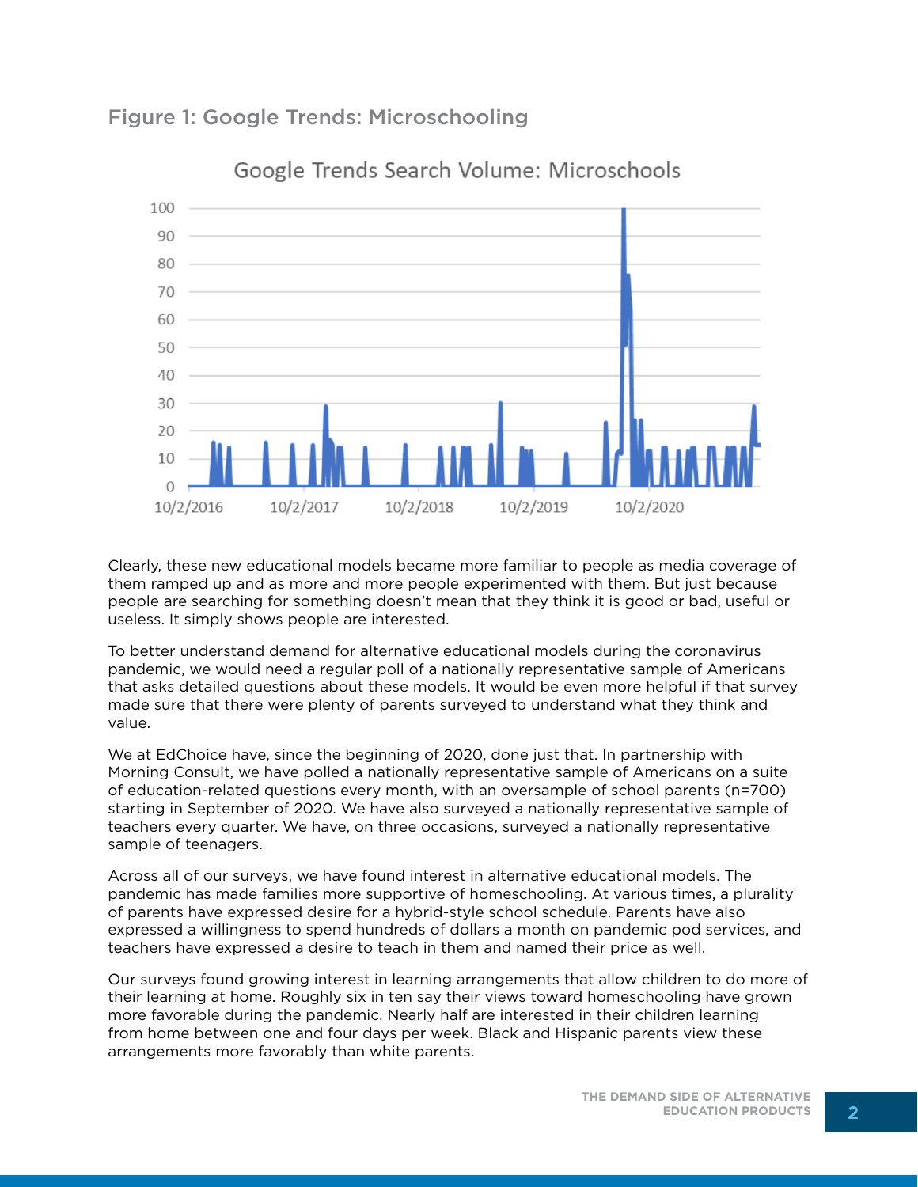Figure 1: Google Trends: Microschooling

Clearly, these new educational models became more familiar to people as media coverage of them ramped up and as more and more people experimented with them. But just because people are searching for something doesn't mean that they think it is good or bad, useful or useless. It simply shows people are interested.

To better understand demand for alternative educational models during the coronavirus pandemic, we would need a regular poll of a nationally representative sample of Americans that asks detailed questions about these models. It would be even more helpful if that survey made sure that there were plenty of parents surveyed to understand what they think and value.

We at EdChoice have, since the beginning of 2020, done just that. In partnership with Morning Consult, we have polled a nationally representative sample of Americans on a suite of education-related questions every month, with an oversample of school parents (n=700) starting in September of 2020. We have also surveyed a nationally representative sample of teachers every quarter. We have, on three occasions, surveyed a nationally representative sample of teenagers.

Across all of our surveys, we have found interest in alternative educational models. The pandemic has made families more supportive of homeschooling. At various times, a plurality of parents have expressed desire for a hybrid-style school schedule. Parents have also expressed a willingness to spend hundreds of dollars a month on pandemic pod services, and teachers have expressed a desire to teach in them and named their price as well.

Our surveys found growing interest in learning arrangements that allow children to do more of their learning at home. Roughly six in ten say their views toward homeschooling have grown more favorable during the pandemic. Nearly half are interested in their children learning from home between one and four days per week. Black and Hispanic parents view these arrangements more favorably than white parents.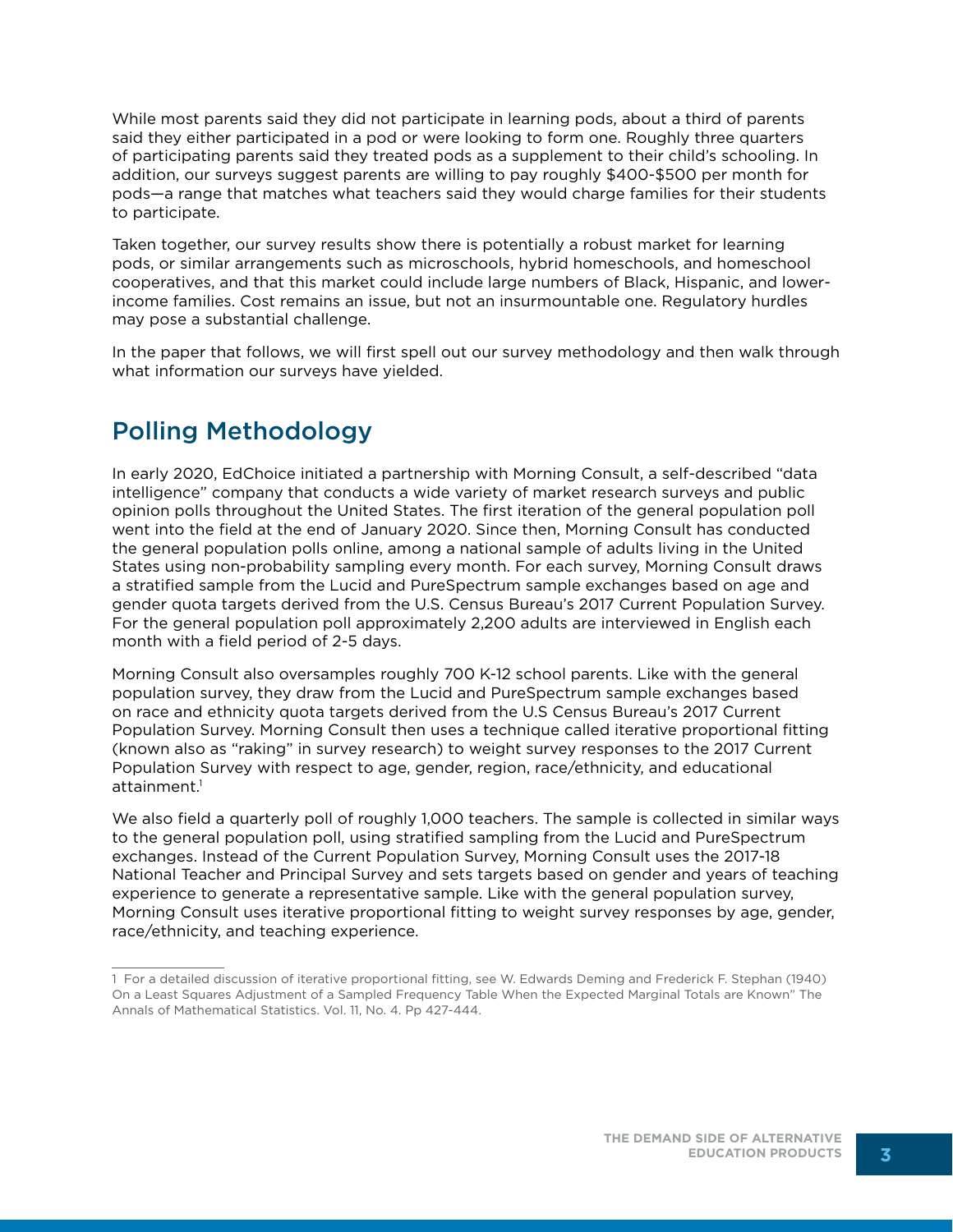While most parents said they did not participate in learning pods, about a third of parents said they either participated in a pod or were looking to form one. Roughly three quarters of participating parents said they treated pods as a supplement to their child's schooling. In addition, our surveys suggest parents are willing to pay roughly $400-$500 per month for pods—a range that matches what teachers said they would charge families for their students to participate.

Taken together, our survey results show there is potentially a robust market for learning pods, or similar arrangements such as microschools, hybrid homeschools, and homeschool cooperatives, and that this market could include large numbers of Black, Hispanic, and lower-income families. Cost remains an issue, but not an insurmountable one. Regulatory hurdles may pose a substantial challenge.

In the paper that follows, we will first spell out our survey methodology and then walk through what information our surveys have yielded.

## Polling Methodology

In early 2020, EdChoice initiated a partnership with Morning Consult, a self-described "data intelligence" company that conducts a wide variety of market research surveys and public opinion polls throughout the United States. The first iteration of the general population poll went into the field at the end of January 2020. Since then, Morning Consult has conducted the general population polls online, among a national sample of adults living in the United States using non-probability sampling every month. For each survey, Morning Consult draws a stratified sample from the Lucid and PureSpectrum sample exchanges based on age and gender quota targets derived from the U.S. Census Bureau's 2017 Current Population Survey. For the general population poll approximately 2,200 adults are interviewed in English each month with a field period of 2-5 days.

Morning Consult also oversamples roughly 700 K-12 school parents. Like with the general population survey, they draw from the Lucid and PureSpectrum sample exchanges based on race and ethnicity quota targets derived from the U.S Census Bureau's 2017 Current Population Survey. Morning Consult then uses a technique called iterative proportional fitting (known also as "raking" in survey research) to weight survey responses to the 2017 Current Population Survey with respect to age, gender, region, race/ethnicity, and educational attainment.[1]

We also field a quarterly poll of roughly 1,000 teachers. The sample is collected in similar ways to the general population poll, using stratified sampling from the Lucid and PureSpectrum exchanges. Instead of the Current Population Survey, Morning Consult uses the 2017-18 National Teacher and Principal Survey and sets targets based on gender and years of teaching experience to generate a representative sample. Like with the general population survey, Morning Consult uses iterative proportional fitting to weight survey responses by age, gender, race/ethnicity, and teaching experience.

---

1 For a detailed discussion of iterative proportional fitting, see W. Edwards Deming and Frederick F. Stephan (1940) On a Least Squares Adjustment of a Sampled Frequency Table When the Expected Marginal Totals are Known" The Annals of Mathematical Statistics. Vol. 11, No. 4. Pp 427-444.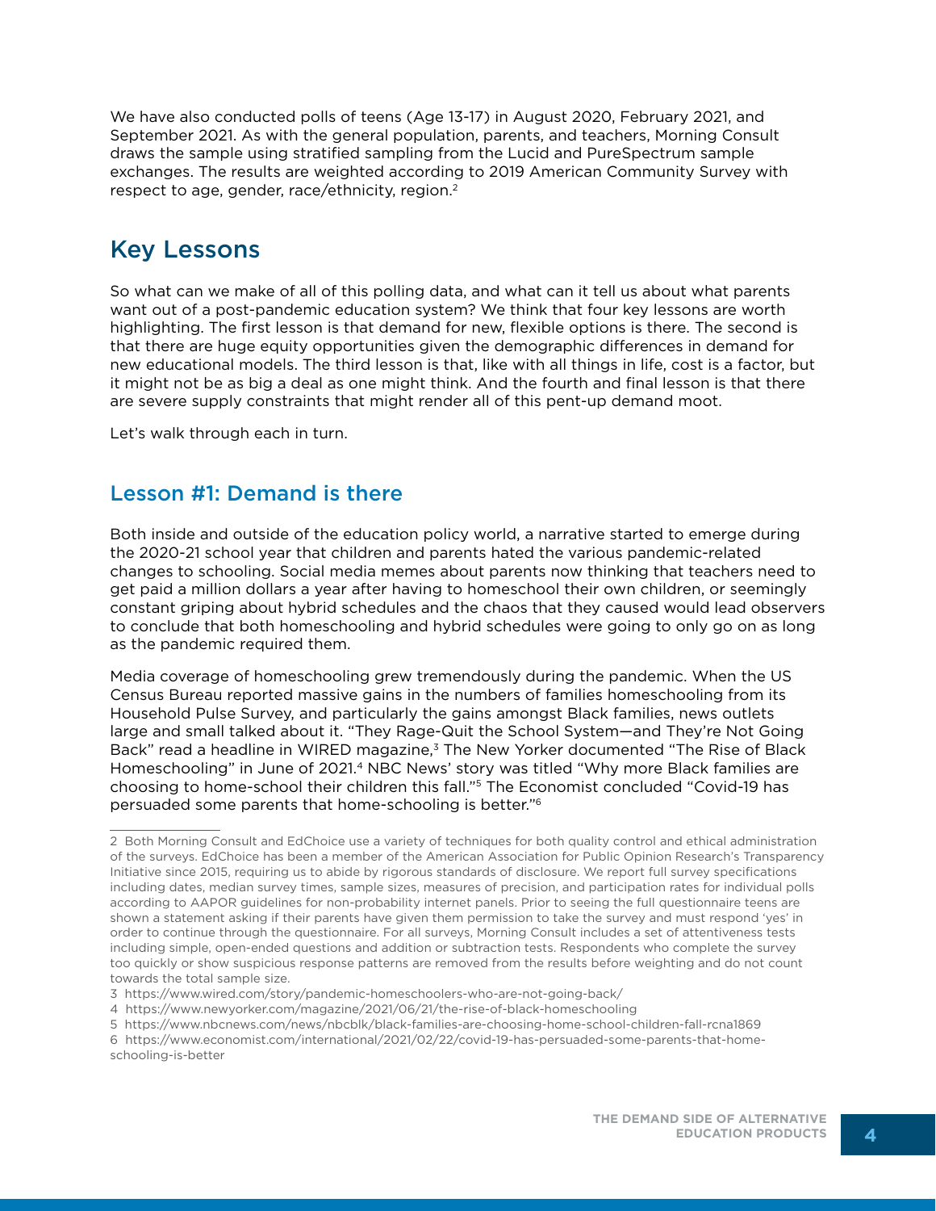We have also conducted polls of teens (Age 13-17) in August 2020, February 2021, and September 2021. As with the general population, parents, and teachers, Morning Consult draws the sample using stratified sampling from the Lucid and PureSpectrum sample exchanges. The results are weighted according to 2019 American Community Survey with respect to age, gender, race/ethnicity, region.[2]

## Key Lessons

So what can we make of all of this polling data, and what can it tell us about what parents want out of a post-pandemic education system? We think that four key lessons are worth highlighting. The first lesson is that demand for new, flexible options is there. The second is that there are huge equity opportunities given the demographic differences in demand for new educational models. The third lesson is that, like with all things in life, cost is a factor, but it might not be as big a deal as one might think. And the fourth and final lesson is that there are severe supply constraints that might render all of this pent-up demand moot.

Let's walk through each in turn.

### Lesson #1: Demand is there

Both inside and outside of the education policy world, a narrative started to emerge during the 2020-21 school year that children and parents hated the various pandemic-related changes to schooling. Social media memes about parents now thinking that teachers need to get paid a million dollars a year after having to homeschool their own children, or seemingly constant griping about hybrid schedules and the chaos that they caused would lead observers to conclude that both homeschooling and hybrid schedules were going to only go on as long as the pandemic required them.

Media coverage of homeschooling grew tremendously during the pandemic. When the US Census Bureau reported massive gains in the numbers of families homeschooling from its Household Pulse Survey, and particularly the gains amongst Black families, news outlets large and small talked about it. "They Rage-Quit the School System—and They're Not Going Back" read a headline in WIRED magazine,[3] The New Yorker documented "The Rise of Black Homeschooling" in June of 2021.[4] NBC News' story was titled "Why more Black families are choosing to home-school their children this fall."[5] The Economist concluded "Covid-19 has persuaded some parents that home-schooling is better."[6]

---

2 Both Morning Consult and EdChoice use a variety of techniques for both quality control and ethical administration of the surveys. EdChoice has been a member of the American Association for Public Opinion Research's Transparency Initiative since 2015, requiring us to abide by rigorous standards of disclosure. We report full survey specifications including dates, median survey times, sample sizes, measures of precision, and participation rates for individual polls according to AAPOR guidelines for non-probability internet panels. Prior to seeing the full questionnaire teens are shown a statement asking if their parents have given them permission to take the survey and must respond 'yes' in order to continue through the questionnaire. For all surveys, Morning Consult includes a set of attentiveness tests including simple, open-ended questions and addition or subtraction tests. Respondents who complete the survey too quickly or show suspicious response patterns are removed from the results before weighting and do not count towards the total sample size.

3 https://www.wired.com/story/pandemic-homeschoolers-who-are-not-going-back/

4 https://www.newyorker.com/magazine/2021/06/21/the-rise-of-black-homeschooling

5 https://www.nbcnews.com/news/nbcblk/black-families-are-choosing-home-school-children-fall-rcna1869

6 https://www.economist.com/international/2021/02/22/covid-19-has-persuaded-some-parents-that-home-schooling-is-better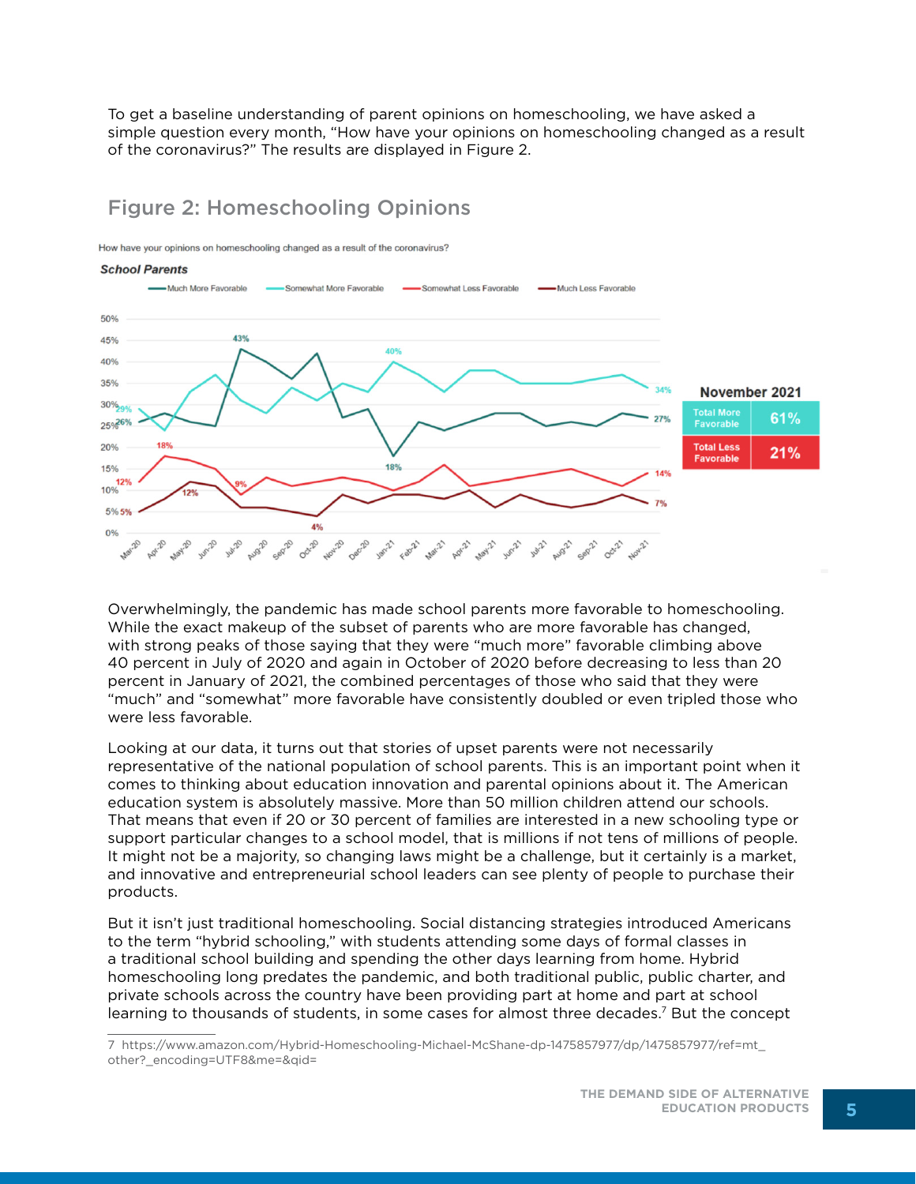To get a baseline understanding of parent opinions on homeschooling, we have asked a simple question every month, "How have your opinions on homeschooling changed as a result of the coronavirus?" The results are displayed in Figure 2.

## Figure 2: Homeschooling Opinions

How have your opinions on homeschooling changed as a result of the coronavirus?

**School Parents**

| November 2021 | |
|---|---|
| Total More Favorable | 61% |
| Total Less Favorable | 21% |

Overwhelmingly, the pandemic has made school parents more favorable to homeschooling. While the exact makeup of the subset of parents who are more favorable has changed, with strong peaks of those saying that they were "much more" favorable climbing above 40 percent in July of 2020 and again in October of 2020 before decreasing to less than 20 percent in January of 2021, the combined percentages of those who said that they were "much" and "somewhat" more favorable have consistently doubled or even tripled those who were less favorable.

Looking at our data, it turns out that stories of upset parents were not necessarily representative of the national population of school parents. This is an important point when it comes to thinking about education innovation and parental opinions about it. The American education system is absolutely massive. More than 50 million children attend our schools. That means that even if 20 or 30 percent of families are interested in a new schooling type or support particular changes to a school model, that is millions if not tens of millions of people. It might not be a majority, so changing laws might be a challenge, but it certainly is a market, and innovative and entrepreneurial school leaders can see plenty of people to purchase their products.

But it isn't just traditional homeschooling. Social distancing strategies introduced Americans to the term "hybrid schooling," with students attending some days of formal classes in a traditional school building and spending the other days learning from home. Hybrid homeschooling long predates the pandemic, and both traditional public, public charter, and private schools across the country have been providing part at home and part at school learning to thousands of students, in some cases for almost three decades.[7] But the concept

7 https://www.amazon.com/Hybrid-Homeschooling-Michael-McShane-dp-1475857977/dp/1475857977/ref=mt_other?_encoding=UTF8&me=&qid=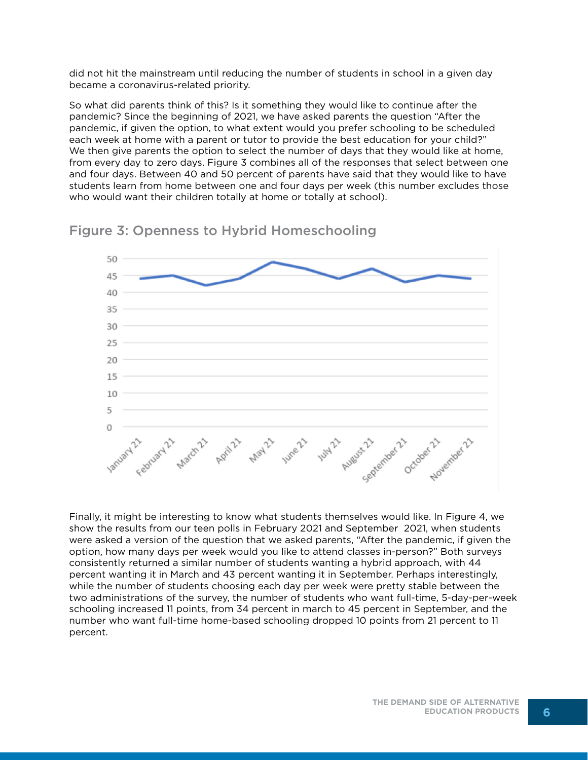did not hit the mainstream until reducing the number of students in school in a given day became a coronavirus-related priority.

So what did parents think of this? Is it something they would like to continue after the pandemic? Since the beginning of 2021, we have asked parents the question "After the pandemic, if given the option, to what extent would you prefer schooling to be scheduled each week at home with a parent or tutor to provide the best education for your child?" We then give parents the option to select the number of days that they would like at home, from every day to zero days. Figure 3 combines all of the responses that select between one and four days. Between 40 and 50 percent of parents have said that they would like to have students learn from home between one and four days per week (this number excludes those who would want their children totally at home or totally at school).

## Figure 3: Openness to Hybrid Homeschooling

Finally, it might be interesting to know what students themselves would like. In Figure 4, we show the results from our teen polls in February 2021 and September 2021, when students were asked a version of the question that we asked parents, "After the pandemic, if given the option, how many days per week would you like to attend classes in-person?" Both surveys consistently returned a similar number of students wanting a hybrid approach, with 44 percent wanting it in March and 43 percent wanting it in September. Perhaps interestingly, while the number of students choosing each day per week were pretty stable between the two administrations of the survey, the number of students who want full-time, 5-day-per-week schooling increased 11 points, from 34 percent in march to 45 percent in September, and the number who want full-time home-based schooling dropped 10 points from 21 percent to 11 percent.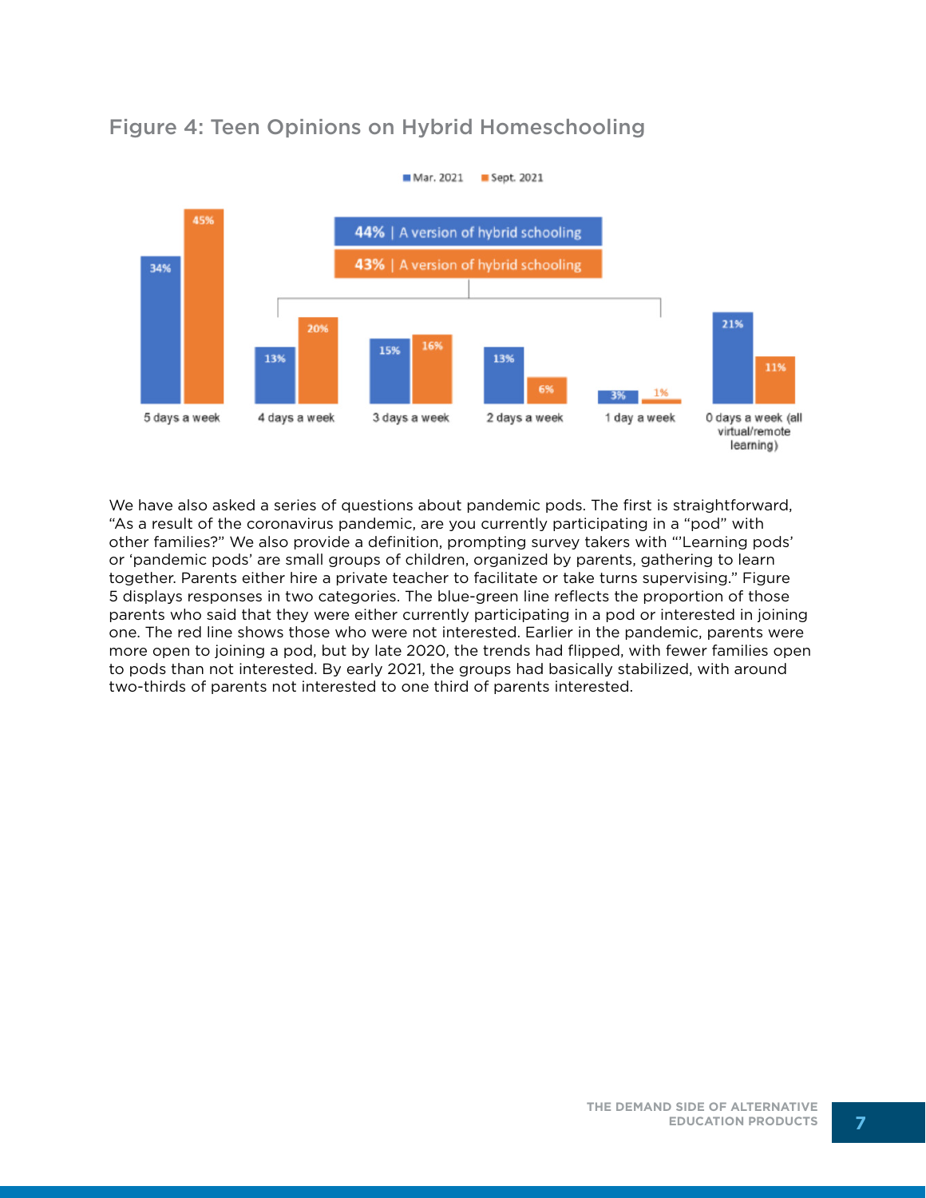## Figure 4: Teen Opinions on Hybrid Homeschooling

| | Mar. 2021 | Sept. 2021 |
|---|---|---|
| 5 days a week | 34% | 45% |
| 4 days a week | 13% | 20% |
| 3 days a week | 15% | 16% |
| 2 days a week | 13% | 6% |
| 1 day a week | 3% | 1% |
| 0 days a week (all virtual/remote learning) | 21% | 11% |

44% | A version of hybrid schooling (Mar. 2021)

43% | A version of hybrid schooling (Sept. 2021)

We have also asked a series of questions about pandemic pods. The first is straightforward, "As a result of the coronavirus pandemic, are you currently participating in a "pod" with other families?" We also provide a definition, prompting survey takers with "'Learning pods' or 'pandemic pods' are small groups of children, organized by parents, gathering to learn together. Parents either hire a private teacher to facilitate or take turns supervising." Figure 5 displays responses in two categories. The blue-green line reflects the proportion of those parents who said that they were either currently participating in a pod or interested in joining one. The red line shows those who were not interested. Earlier in the pandemic, parents were more open to joining a pod, but by late 2020, the trends had flipped, with fewer families open to pods than not interested. By early 2021, the groups had basically stabilized, with around two-thirds of parents not interested to one third of parents interested.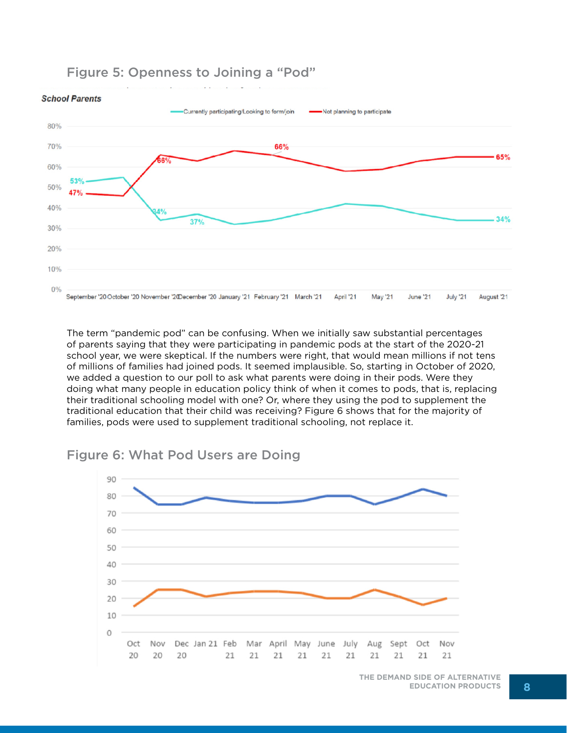## Figure 5: Openness to Joining a "Pod"

## Figure 6: What Pod Users are Doing

The term "pandemic pod" can be confusing. When we initially saw substantial percentages of parents saying that they were participating in pandemic pods at the start of the 2020-21 school year, we were skeptical. If the numbers were right, that would mean millions if not tens of millions of families had joined pods. It seemed implausible. So, starting in October of 2020, we added a question to our poll to ask what parents were doing in their pods. Were they doing what many people in education policy think of when it comes to pods, that is, replacing their traditional schooling model with one? Or, where they using the pod to supplement the traditional education that their child was receiving? Figure 6 shows that for the majority of families, pods were used to supplement traditional schooling, not replace it.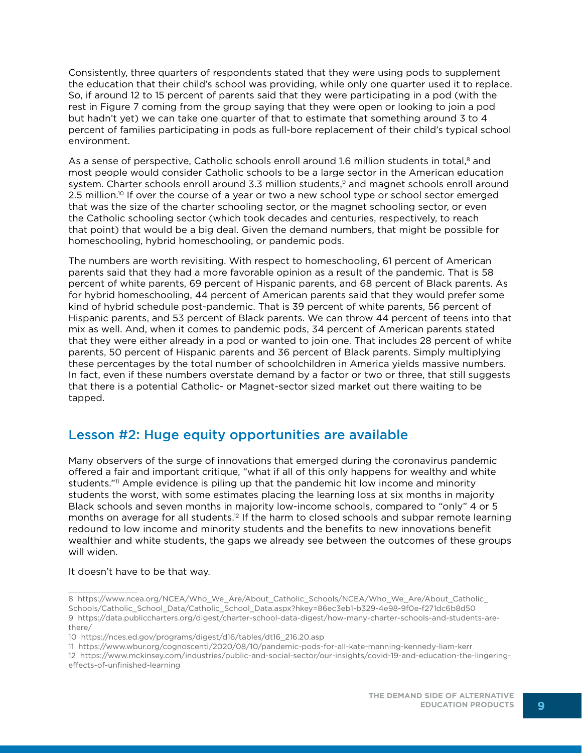Consistently, three quarters of respondents stated that they were using pods to supplement the education that their child's school was providing, while only one quarter used it to replace. So, if around 12 to 15 percent of parents said that they were participating in a pod (with the rest in Figure 7 coming from the group saying that they were open or looking to join a pod but hadn't yet) we can take one quarter of that to estimate that something around 3 to 4 percent of families participating in pods as full-bore replacement of their child's typical school environment.

As a sense of perspective, Catholic schools enroll around 1.6 million students in total,[8] and most people would consider Catholic schools to be a large sector in the American education system. Charter schools enroll around 3.3 million students,[9] and magnet schools enroll around 2.5 million.[10] If over the course of a year or two a new school type or school sector emerged that was the size of the charter schooling sector, or the magnet schooling sector, or even the Catholic schooling sector (which took decades and centuries, respectively, to reach that point) that would be a big deal. Given the demand numbers, that might be possible for homeschooling, hybrid homeschooling, or pandemic pods.

The numbers are worth revisiting. With respect to homeschooling, 61 percent of American parents said that they had a more favorable opinion as a result of the pandemic. That is 58 percent of white parents, 69 percent of Hispanic parents, and 68 percent of Black parents. As for hybrid homeschooling, 44 percent of American parents said that they would prefer some kind of hybrid schedule post-pandemic. That is 39 percent of white parents, 56 percent of Hispanic parents, and 53 percent of Black parents. We can throw 44 percent of teens into that mix as well. And, when it comes to pandemic pods, 34 percent of American parents stated that they were either already in a pod or wanted to join one. That includes 28 percent of white parents, 50 percent of Hispanic parents and 36 percent of Black parents. Simply multiplying these percentages by the total number of schoolchildren in America yields massive numbers. In fact, even if these numbers overstate demand by a factor or two or three, that still suggests that there is a potential Catholic- or Magnet-sector sized market out there waiting to be tapped.

## Lesson #2: Huge equity opportunities are available

Many observers of the surge of innovations that emerged during the coronavirus pandemic offered a fair and important critique, "what if all of this only happens for wealthy and white students."[11] Ample evidence is piling up that the pandemic hit low income and minority students the worst, with some estimates placing the learning loss at six months in majority Black schools and seven months in majority low-income schools, compared to "only" 4 or 5 months on average for all students.[12] If the harm to closed schools and subpar remote learning redound to low income and minority students and the benefits to new innovations benefit wealthier and white students, the gaps we already see between the outcomes of these groups will widen.

It doesn't have to be that way.

---

8 https://www.ncea.org/NCEA/Who_We_Are/About_Catholic_Schools/NCEA/Who_We_Are/About_Catholic_Schools/Catholic_School_Data/Catholic_School_Data.aspx?hkey=86ec3eb1-b329-4e98-9f0e-f271dc6b8d50

9 https://data.publiccharters.org/digest/charter-school-data-digest/how-many-charter-schools-and-students-are-there/

10 https://nces.ed.gov/programs/digest/d16/tables/dt16_216.20.asp

11 https://www.wbur.org/cognoscenti/2020/08/10/pandemic-pods-for-all-kate-manning-kennedy-liam-kerr

12 https://www.mckinsey.com/industries/public-and-social-sector/our-insights/covid-19-and-education-the-lingering-effects-of-unfinished-learning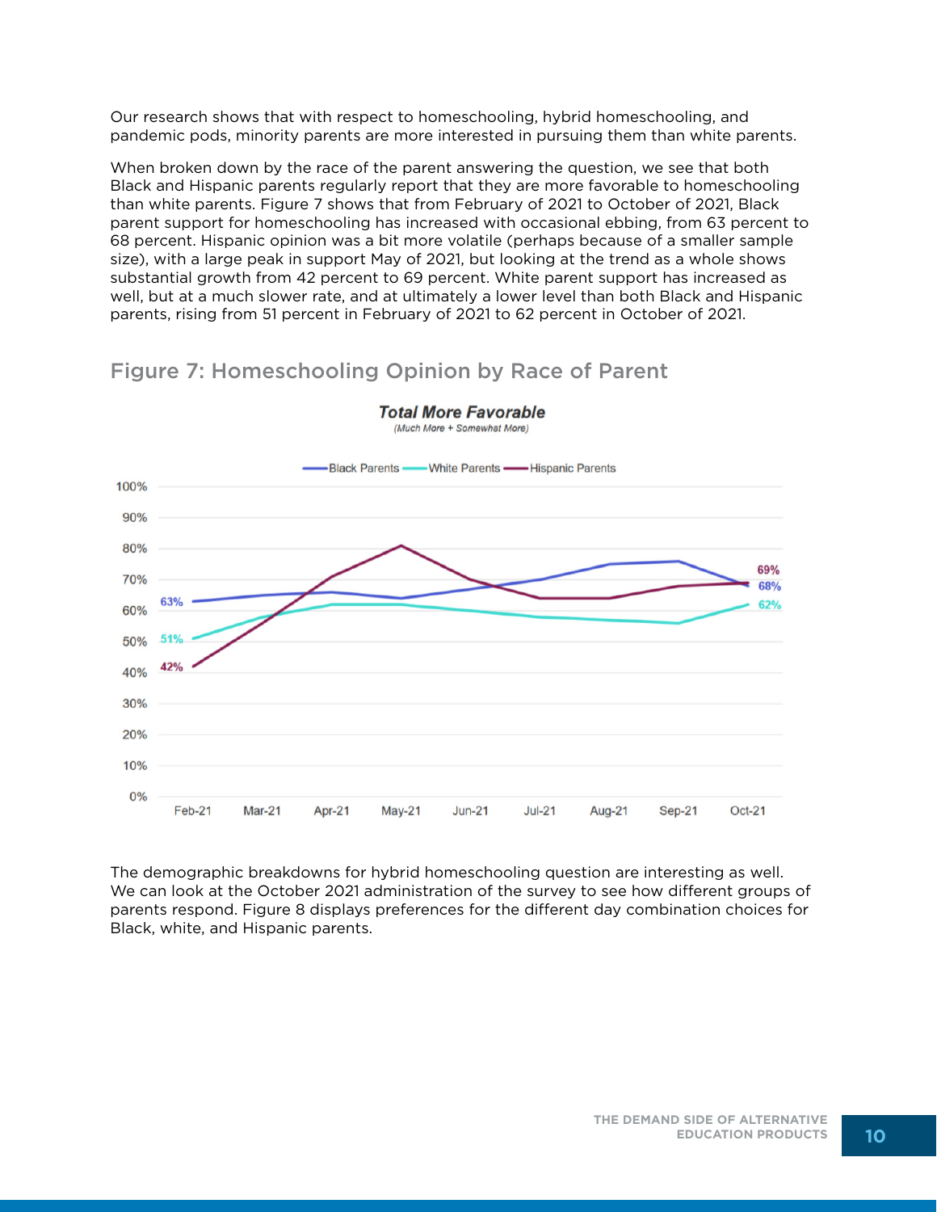Our research shows that with respect to homeschooling, hybrid homeschooling, and pandemic pods, minority parents are more interested in pursuing them than white parents.

When broken down by the race of the parent answering the question, we see that both Black and Hispanic parents regularly report that they are more favorable to homeschooling than white parents. Figure 7 shows that from February of 2021 to October of 2021, Black parent support for homeschooling has increased with occasional ebbing, from 63 percent to 68 percent. Hispanic opinion was a bit more volatile (perhaps because of a smaller sample size), with a large peak in support May of 2021, but looking at the trend as a whole shows substantial growth from 42 percent to 69 percent. White parent support has increased as well, but at a much slower rate, and at ultimately a lower level than both Black and Hispanic parents, rising from 51 percent in February of 2021 to 62 percent in October of 2021.

## Figure 7: Homeschooling Opinion by Race of Parent

**Total More Favorable**
*(Much More + Somewhat More)*

| | Feb-21 | Oct-21 |
|---|---|---|
| Black Parents | 63% | 68% |
| White Parents | 51% | 62% |
| Hispanic Parents | 42% | 69% |

The demographic breakdowns for hybrid homeschooling question are interesting as well. We can look at the October 2021 administration of the survey to see how different groups of parents respond. Figure 8 displays preferences for the different day combination choices for Black, white, and Hispanic parents.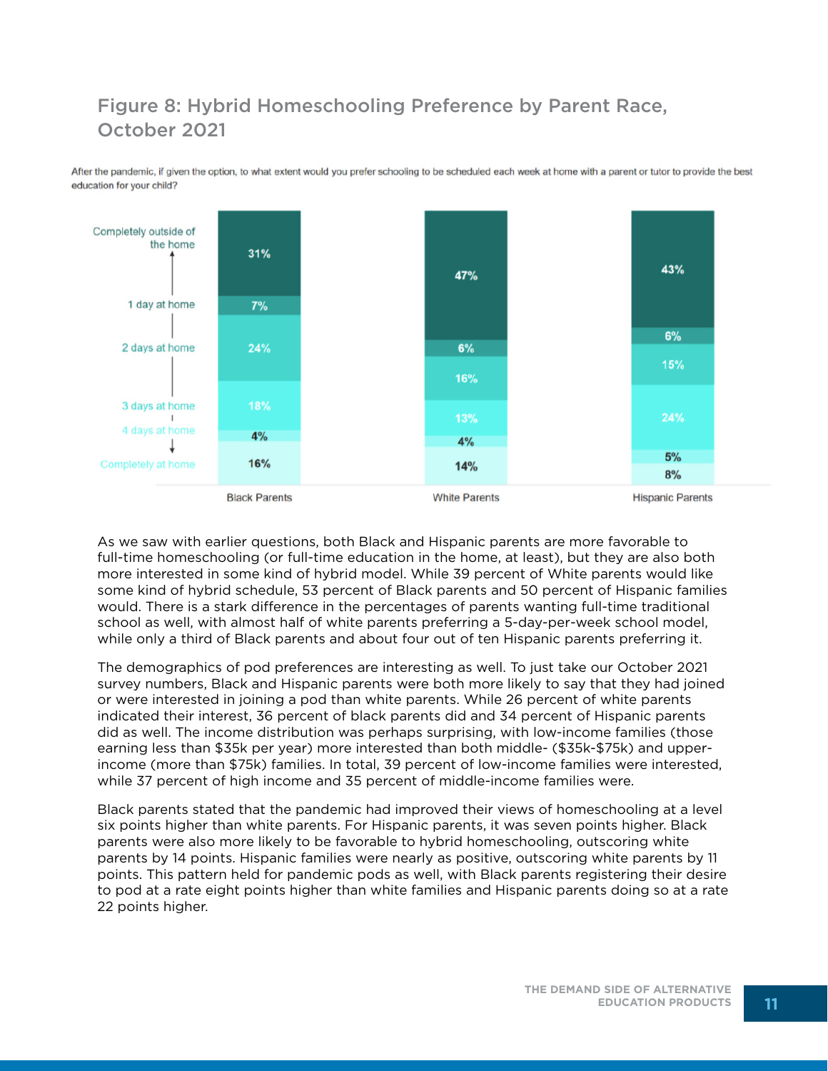## Figure 8: Hybrid Homeschooling Preference by Parent Race, October 2021

After the pandemic, if given the option, to what extent would you prefer schooling to be scheduled each week at home with a parent or tutor to provide the best education for your child?

| | Black Parents | White Parents | Hispanic Parents |
|---|---|---|---|
| Completely outside of the home | 31% | 47% | 43% |
| 1 day at home | 7% | 6% | 6% |
| 2 days at home | 24% | 16% | 15% |
| 3 days at home | 18% | 13% | 24% |
| 4 days at home | 4% | 4% | 5% |
| Completely at home | 16% | 14% | 8% |

As we saw with earlier questions, both Black and Hispanic parents are more favorable to full-time homeschooling (or full-time education in the home, at least), but they are also both more interested in some kind of hybrid model. While 39 percent of White parents would like some kind of hybrid schedule, 53 percent of Black parents and 50 percent of Hispanic families would. There is a stark difference in the percentages of parents wanting full-time traditional school as well, with almost half of white parents preferring a 5-day-per-week school model, while only a third of Black parents and about four out of ten Hispanic parents preferring it.

The demographics of pod preferences are interesting as well. To just take our October 2021 survey numbers, Black and Hispanic parents were both more likely to say that they had joined or were interested in joining a pod than white parents. While 26 percent of white parents indicated their interest, 36 percent of black parents did and 34 percent of Hispanic parents did as well. The income distribution was perhaps surprising, with low-income families (those earning less than $35k per year) more interested than both middle- ($35k-$75k) and upper-income (more than $75k) families. In total, 39 percent of low-income families were interested, while 37 percent of high income and 35 percent of middle-income families were.

Black parents stated that the pandemic had improved their views of homeschooling at a level six points higher than white parents. For Hispanic parents, it was seven points higher. Black parents were also more likely to be favorable to hybrid homeschooling, outscoring white parents by 14 points. Hispanic families were nearly as positive, outscoring white parents by 11 points. This pattern held for pandemic pods as well, with Black parents registering their desire to pod at a rate eight points higher than white families and Hispanic parents doing so at a rate 22 points higher.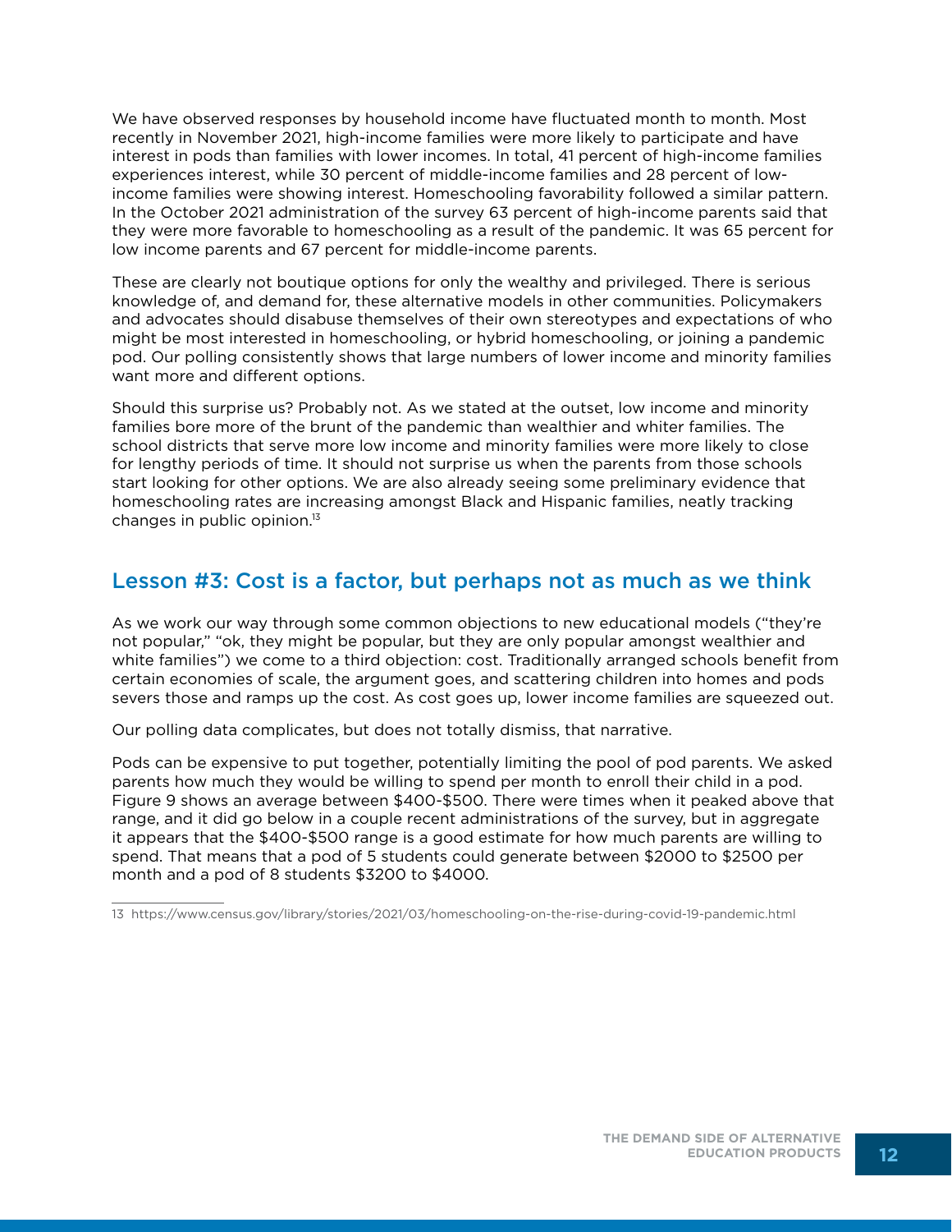We have observed responses by household income have fluctuated month to month. Most recently in November 2021, high-income families were more likely to participate and have interest in pods than families with lower incomes. In total, 41 percent of high-income families experiences interest, while 30 percent of middle-income families and 28 percent of low-income families were showing interest. Homeschooling favorability followed a similar pattern. In the October 2021 administration of the survey 63 percent of high-income parents said that they were more favorable to homeschooling as a result of the pandemic. It was 65 percent for low income parents and 67 percent for middle-income parents.

These are clearly not boutique options for only the wealthy and privileged. There is serious knowledge of, and demand for, these alternative models in other communities. Policymakers and advocates should disabuse themselves of their own stereotypes and expectations of who might be most interested in homeschooling, or hybrid homeschooling, or joining a pandemic pod. Our polling consistently shows that large numbers of lower income and minority families want more and different options.

Should this surprise us? Probably not. As we stated at the outset, low income and minority families bore more of the brunt of the pandemic than wealthier and whiter families. The school districts that serve more low income and minority families were more likely to close for lengthy periods of time. It should not surprise us when the parents from those schools start looking for other options. We are also already seeing some preliminary evidence that homeschooling rates are increasing amongst Black and Hispanic families, neatly tracking changes in public opinion.[13]

## Lesson #3: Cost is a factor, but perhaps not as much as we think

As we work our way through some common objections to new educational models ("they're not popular," "ok, they might be popular, but they are only popular amongst wealthier and white families") we come to a third objection: cost. Traditionally arranged schools benefit from certain economies of scale, the argument goes, and scattering children into homes and pods severs those and ramps up the cost. As cost goes up, lower income families are squeezed out.

Our polling data complicates, but does not totally dismiss, that narrative.

Pods can be expensive to put together, potentially limiting the pool of pod parents. We asked parents how much they would be willing to spend per month to enroll their child in a pod. Figure 9 shows an average between $400-$500. There were times when it peaked above that range, and it did go below in a couple recent administrations of the survey, but in aggregate it appears that the $400-$500 range is a good estimate for how much parents are willing to spend. That means that a pod of 5 students could generate between $2000 to $2500 per month and a pod of 8 students $3200 to $4000.

13 https://www.census.gov/library/stories/2021/03/homeschooling-on-the-rise-during-covid-19-pandemic.html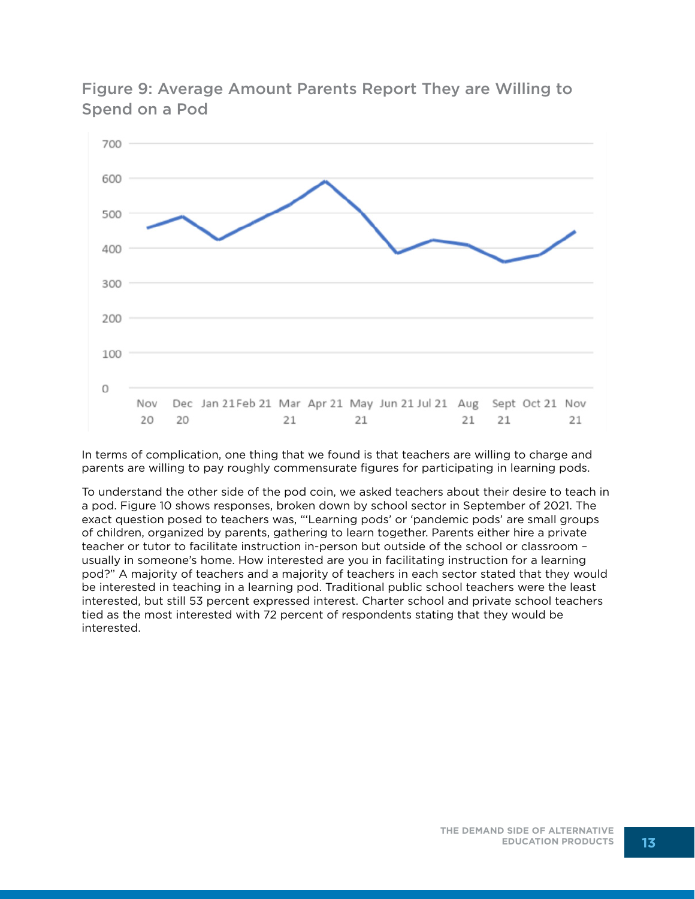### Figure 9: Average Amount Parents Report They are Willing to Spend on a Pod

In terms of complication, one thing that we found is that teachers are willing to charge and parents are willing to pay roughly commensurate figures for participating in learning pods.

To understand the other side of the pod coin, we asked teachers about their desire to teach in a pod. Figure 10 shows responses, broken down by school sector in September of 2021. The exact question posed to teachers was, "'Learning pods' or 'pandemic pods' are small groups of children, organized by parents, gathering to learn together. Parents either hire a private teacher or tutor to facilitate instruction in-person but outside of the school or classroom – usually in someone's home. How interested are you in facilitating instruction for a learning pod?" A majority of teachers and a majority of teachers in each sector stated that they would be interested in teaching in a learning pod. Traditional public school teachers were the least interested, but still 53 percent expressed interest. Charter school and private school teachers tied as the most interested with 72 percent of respondents stating that they would be interested.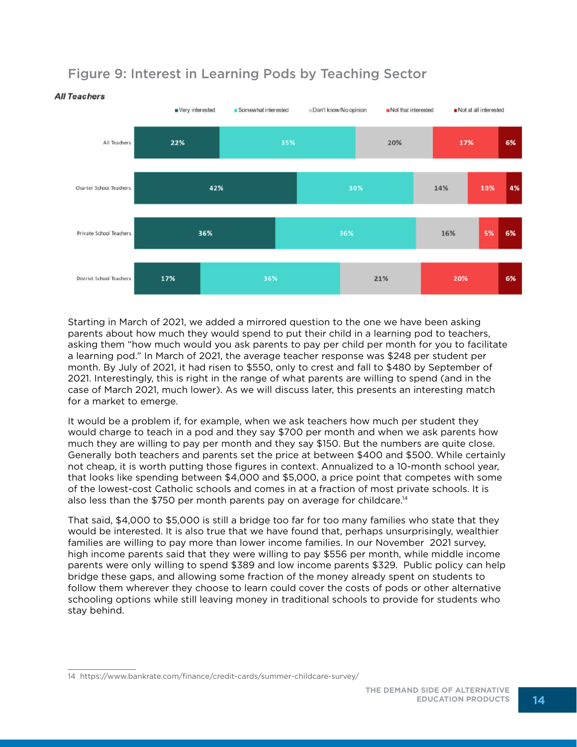## Figure 9: Interest in Learning Pods by Teaching Sector

***All Teachers***

| | Very interested | Somewhat interested | Don't know/No opinion | Not that interested | Not at all interested |
|---|---|---|---|---|---|
| All Teachers | 22% | 35% | 20% | 17% | 6% |
| Charter School Teachers | 42% | 30% | 14% | 10% | 4% |
| Private School Teachers | 36% | 36% | 16% | 5% | 6% |
| District School Teachers | 17% | 36% | 21% | 20% | 6% |

Starting in March of 2021, we added a mirrored question to the one we have been asking parents about how much they would spend to put their child in a learning pod to teachers, asking them "how much would you ask parents to pay per child per month for you to facilitate a learning pod." In March of 2021, the average teacher response was $248 per student per month. By July of 2021, it had risen to $550, only to crest and fall to $480 by September of 2021. Interestingly, this is right in the range of what parents are willing to spend (and in the case of March 2021, much lower). As we will discuss later, this presents an interesting match for a market to emerge.

It would be a problem if, for example, when we ask teachers how much per student they would charge to teach in a pod and they say $700 per month and when we ask parents how much they are willing to pay per month and they say $150. But the numbers are quite close. Generally both teachers and parents set the price at between $400 and $500. While certainly not cheap, it is worth putting those figures in context. Annualized to a 10-month school year, that looks like spending between $4,000 and $5,000, a price point that competes with some of the lowest-cost Catholic schools and comes in at a fraction of most private schools. It is also less than the $750 per month parents pay on average for childcare.[14]

That said, $4,000 to $5,000 is still a bridge too far for too many families who state that they would be interested. It is also true that we have found that, perhaps unsurprisingly, wealthier families are willing to pay more than lower income families. In our November 2021 survey, high income parents said that they were willing to pay $556 per month, while middle income parents were only willing to spend $389 and low income parents $329. Public policy can help bridge these gaps, and allowing some fraction of the money already spent on students to follow them wherever they choose to learn could cover the costs of pods or other alternative schooling options while still leaving money in traditional schools to provide for students who stay behind.

14 https://www.bankrate.com/finance/credit-cards/summer-childcare-survey/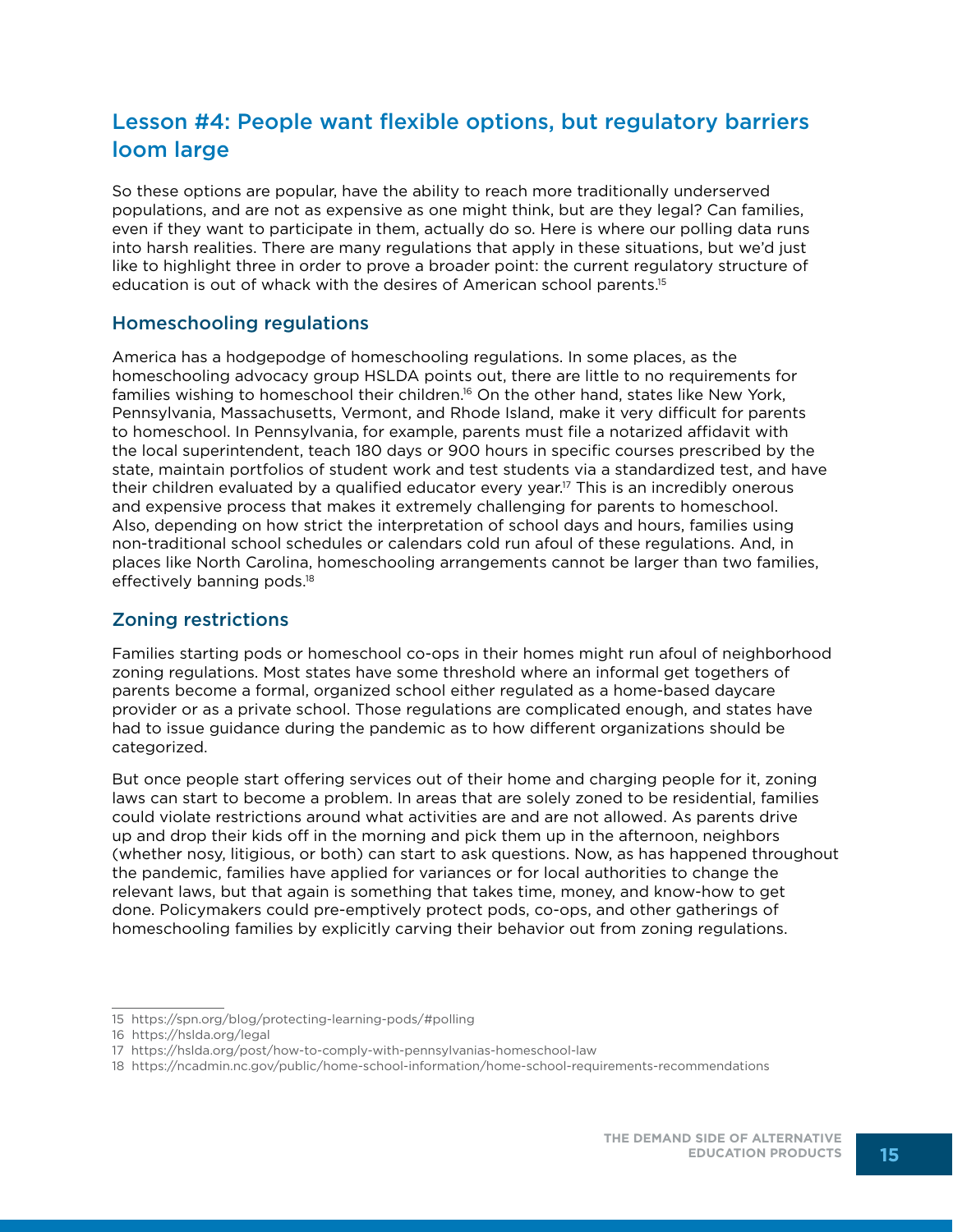## Lesson #4: People want flexible options, but regulatory barriers loom large

So these options are popular, have the ability to reach more traditionally underserved populations, and are not as expensive as one might think, but are they legal? Can families, even if they want to participate in them, actually do so. Here is where our polling data runs into harsh realities. There are many regulations that apply in these situations, but we'd just like to highlight three in order to prove a broader point: the current regulatory structure of education is out of whack with the desires of American school parents.[15]

### Homeschooling regulations

America has a hodgepodge of homeschooling regulations. In some places, as the homeschooling advocacy group HSLDA points out, there are little to no requirements for families wishing to homeschool their children.[16] On the other hand, states like New York, Pennsylvania, Massachusetts, Vermont, and Rhode Island, make it very difficult for parents to homeschool. In Pennsylvania, for example, parents must file a notarized affidavit with the local superintendent, teach 180 days or 900 hours in specific courses prescribed by the state, maintain portfolios of student work and test students via a standardized test, and have their children evaluated by a qualified educator every year.[17] This is an incredibly onerous and expensive process that makes it extremely challenging for parents to homeschool. Also, depending on how strict the interpretation of school days and hours, families using non-traditional school schedules or calendars cold run afoul of these regulations. And, in places like North Carolina, homeschooling arrangements cannot be larger than two families, effectively banning pods.[18]

### Zoning restrictions

Families starting pods or homeschool co-ops in their homes might run afoul of neighborhood zoning regulations. Most states have some threshold where an informal get togethers of parents become a formal, organized school either regulated as a home-based daycare provider or as a private school. Those regulations are complicated enough, and states have had to issue guidance during the pandemic as to how different organizations should be categorized.

But once people start offering services out of their home and charging people for it, zoning laws can start to become a problem. In areas that are solely zoned to be residential, families could violate restrictions around what activities are and are not allowed. As parents drive up and drop their kids off in the morning and pick them up in the afternoon, neighbors (whether nosy, litigious, or both) can start to ask questions. Now, as has happened throughout the pandemic, families have applied for variances or for local authorities to change the relevant laws, but that again is something that takes time, money, and know-how to get done. Policymakers could pre-emptively protect pods, co-ops, and other gatherings of homeschooling families by explicitly carving their behavior out from zoning regulations.

---

15 https://spn.org/blog/protecting-learning-pods/#polling

16 https://hslda.org/legal

17 https://hslda.org/post/how-to-comply-with-pennsylvanias-homeschool-law

18 https://ncadmin.nc.gov/public/home-school-information/home-school-requirements-recommendations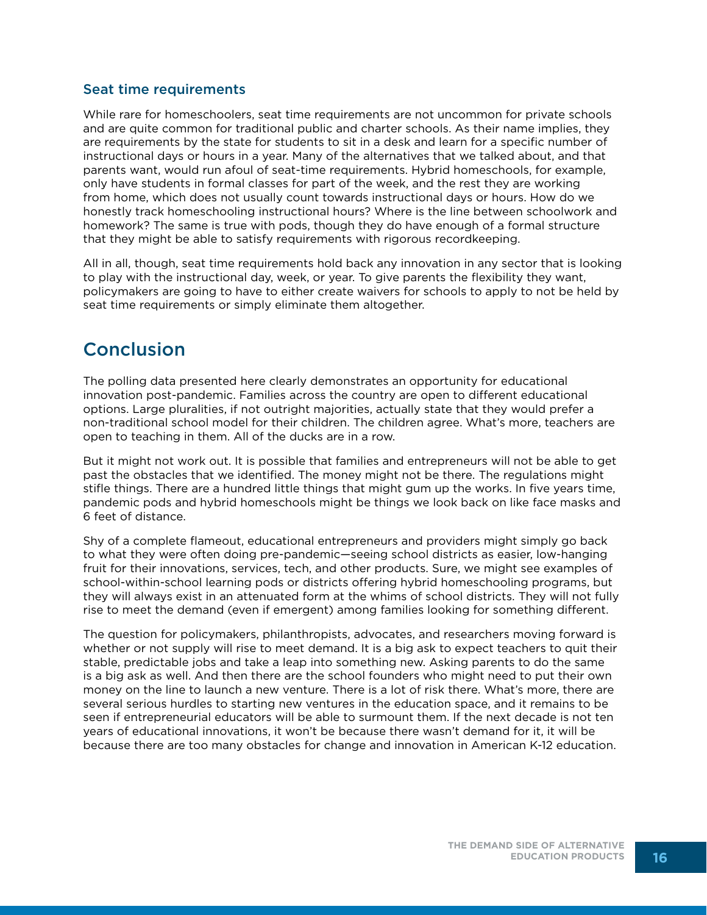### Seat time requirements

While rare for homeschoolers, seat time requirements are not uncommon for private schools and are quite common for traditional public and charter schools. As their name implies, they are requirements by the state for students to sit in a desk and learn for a specific number of instructional days or hours in a year. Many of the alternatives that we talked about, and that parents want, would run afoul of seat-time requirements. Hybrid homeschools, for example, only have students in formal classes for part of the week, and the rest they are working from home, which does not usually count towards instructional days or hours. How do we honestly track homeschooling instructional hours? Where is the line between schoolwork and homework? The same is true with pods, though they do have enough of a formal structure that they might be able to satisfy requirements with rigorous recordkeeping.

All in all, though, seat time requirements hold back any innovation in any sector that is looking to play with the instructional day, week, or year. To give parents the flexibility they want, policymakers are going to have to either create waivers for schools to apply to not be held by seat time requirements or simply eliminate them altogether.

## Conclusion

The polling data presented here clearly demonstrates an opportunity for educational innovation post-pandemic. Families across the country are open to different educational options. Large pluralities, if not outright majorities, actually state that they would prefer a non-traditional school model for their children. The children agree. What's more, teachers are open to teaching in them. All of the ducks are in a row.

But it might not work out. It is possible that families and entrepreneurs will not be able to get past the obstacles that we identified. The money might not be there. The regulations might stifle things. There are a hundred little things that might gum up the works. In five years time, pandemic pods and hybrid homeschools might be things we look back on like face masks and 6 feet of distance.

Shy of a complete flameout, educational entrepreneurs and providers might simply go back to what they were often doing pre-pandemic—seeing school districts as easier, low-hanging fruit for their innovations, services, tech, and other products. Sure, we might see examples of school-within-school learning pods or districts offering hybrid homeschooling programs, but they will always exist in an attenuated form at the whims of school districts. They will not fully rise to meet the demand (even if emergent) among families looking for something different.

The question for policymakers, philanthropists, advocates, and researchers moving forward is whether or not supply will rise to meet demand. It is a big ask to expect teachers to quit their stable, predictable jobs and take a leap into something new. Asking parents to do the same is a big ask as well. And then there are the school founders who might need to put their own money on the line to launch a new venture. There is a lot of risk there. What's more, there are several serious hurdles to starting new ventures in the education space, and it remains to be seen if entrepreneurial educators will be able to surmount them. If the next decade is not ten years of educational innovations, it won't be because there wasn't demand for it, it will be because there are too many obstacles for change and innovation in American K-12 education.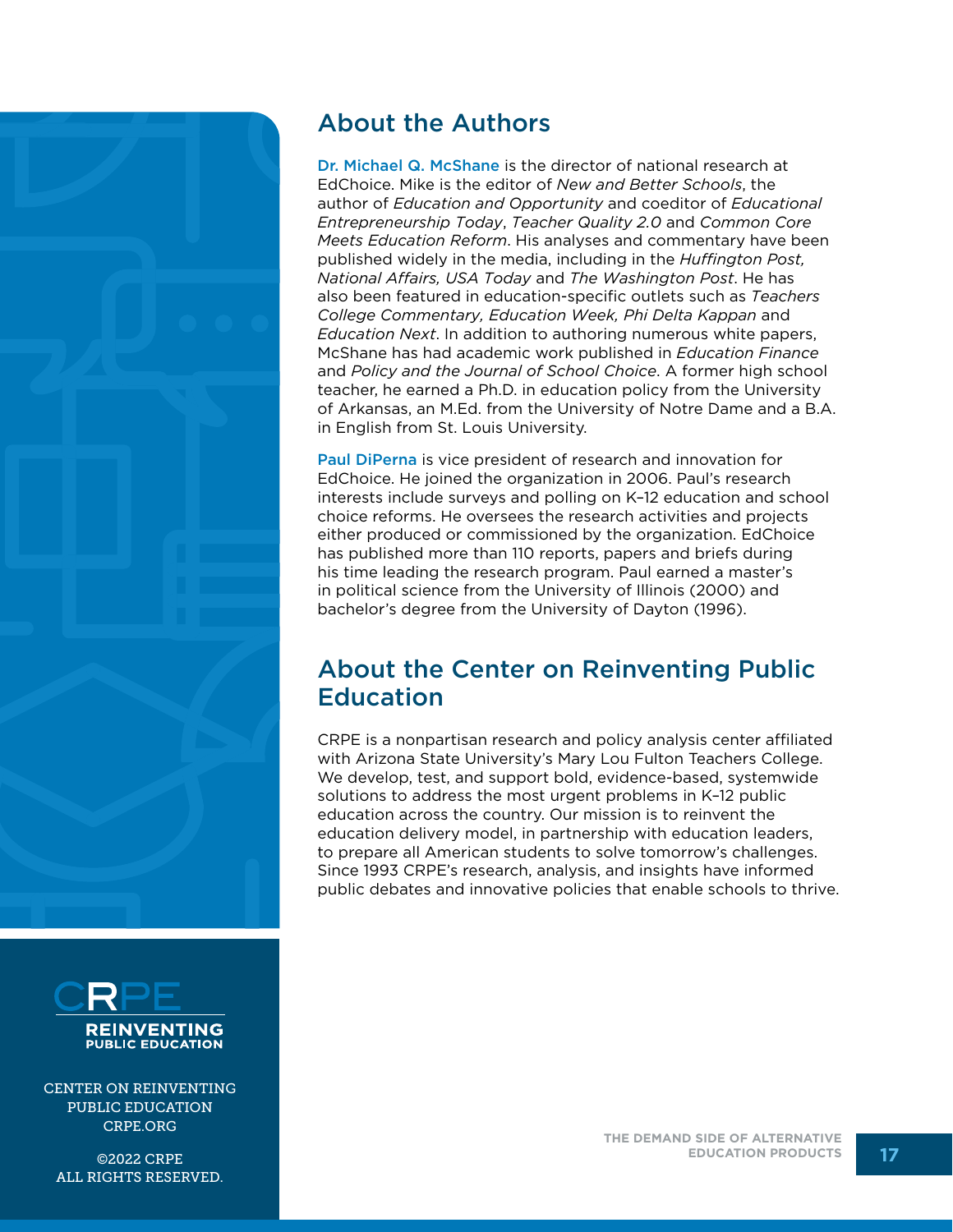## About the Authors

**Dr. Michael Q. McShane** is the director of national research at EdChoice. Mike is the editor of *New and Better Schools*, the author of *Education and Opportunity* and coeditor of *Educational Entrepreneurship Today*, *Teacher Quality 2.0* and *Common Core Meets Education Reform*. His analyses and commentary have been published widely in the media, including in the *Huffington Post, National Affairs, USA Today* and *The Washington Post*. He has also been featured in education-specific outlets such as *Teachers College Commentary, Education Week, Phi Delta Kappan* and *Education Next*. In addition to authoring numerous white papers, McShane has had academic work published in *Education Finance* and *Policy and the Journal of School Choice*. A former high school teacher, he earned a Ph.D. in education policy from the University of Arkansas, an M.Ed. from the University of Notre Dame and a B.A. in English from St. Louis University.

**Paul DiPerna** is vice president of research and innovation for EdChoice. He joined the organization in 2006. Paul's research interests include surveys and polling on K–12 education and school choice reforms. He oversees the research activities and projects either produced or commissioned by the organization. EdChoice has published more than 110 reports, papers and briefs during his time leading the research program. Paul earned a master's in political science from the University of Illinois (2000) and bachelor's degree from the University of Dayton (1996).

## About the Center on Reinventing Public Education

CRPE is a nonpartisan research and policy analysis center affiliated with Arizona State University's Mary Lou Fulton Teachers College. We develop, test, and support bold, evidence-based, systemwide solutions to address the most urgent problems in K–12 public education across the country. Our mission is to reinvent the education delivery model, in partnership with education leaders, to prepare all American students to solve tomorrow's challenges. Since 1993 CRPE's research, analysis, and insights have informed public debates and innovative policies that enable schools to thrive.

CRPE
REINVENTING PUBLIC EDUCATION

CENTER ON REINVENTING PUBLIC EDUCATION
CRPE.ORG

©2022 CRPE
ALL RIGHTS RESERVED.